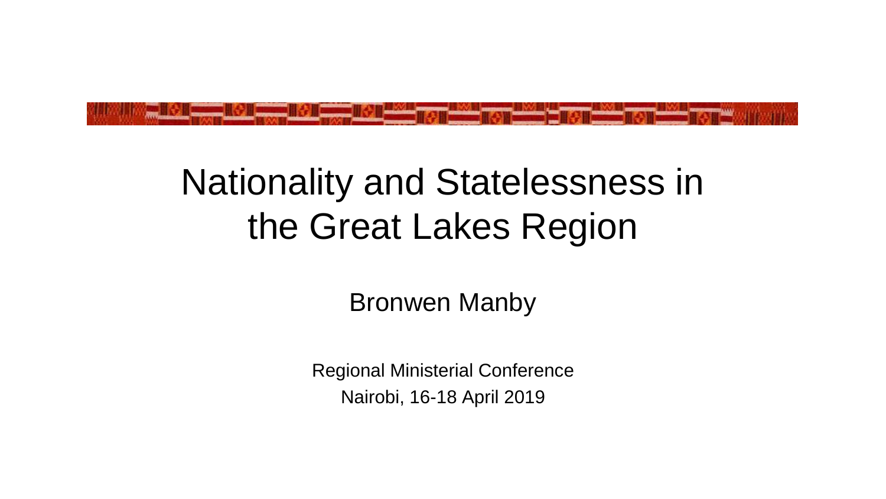# Nationality and Statelessness in the Great Lakes Region

Bronwen Manby

Regional Ministerial Conference

Nairobi, 16-18 April 2019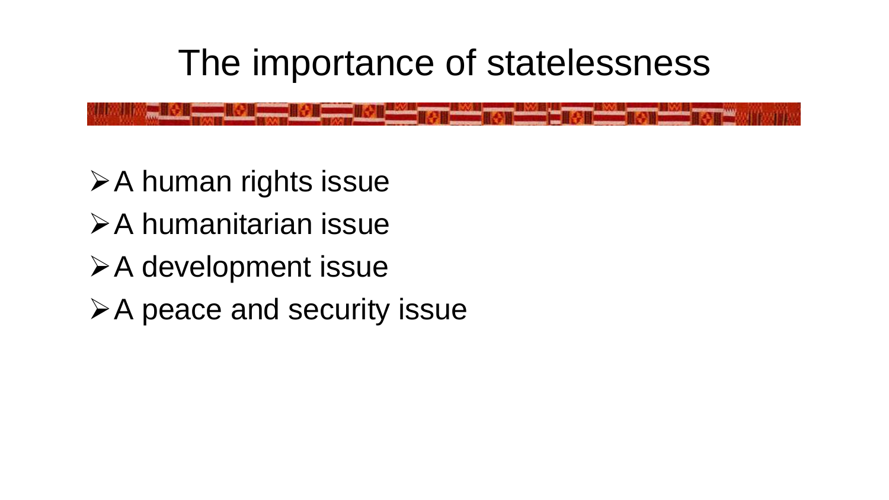# The importance of statelessness

- A human rights issue
- A humanitarian issue
- A development issue
- A peace and security issue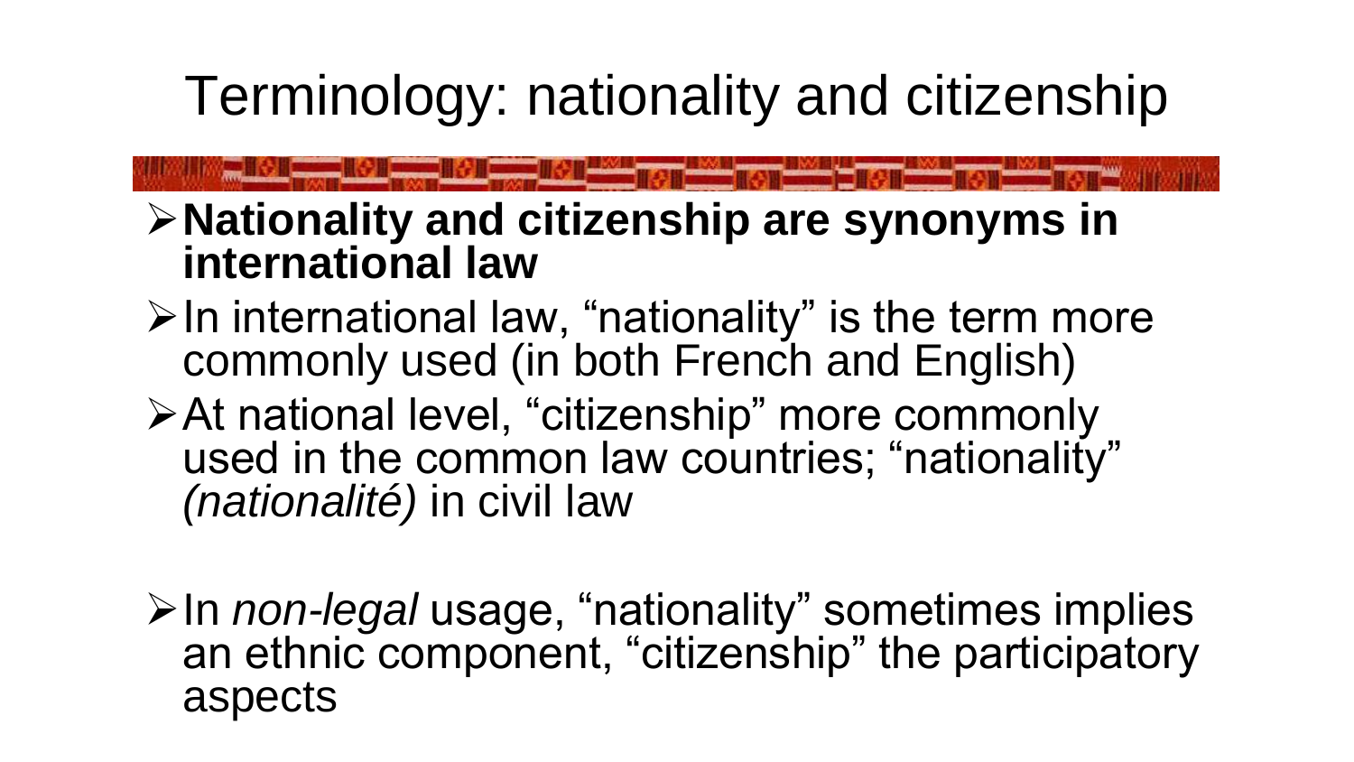# Terminology: nationality and citizenship

- **Nationality and citizenship are synonyms in international law**
- In international law, "nationality" is the term more commonly used (in both French and English)
- At national level, "citizenship" more commonly used in the common law countries; "nationality" *(nationalité)* in civil law
- In *non-legal* usage, "nationality" sometimes implies an ethnic component, "citizenship" the participatory aspects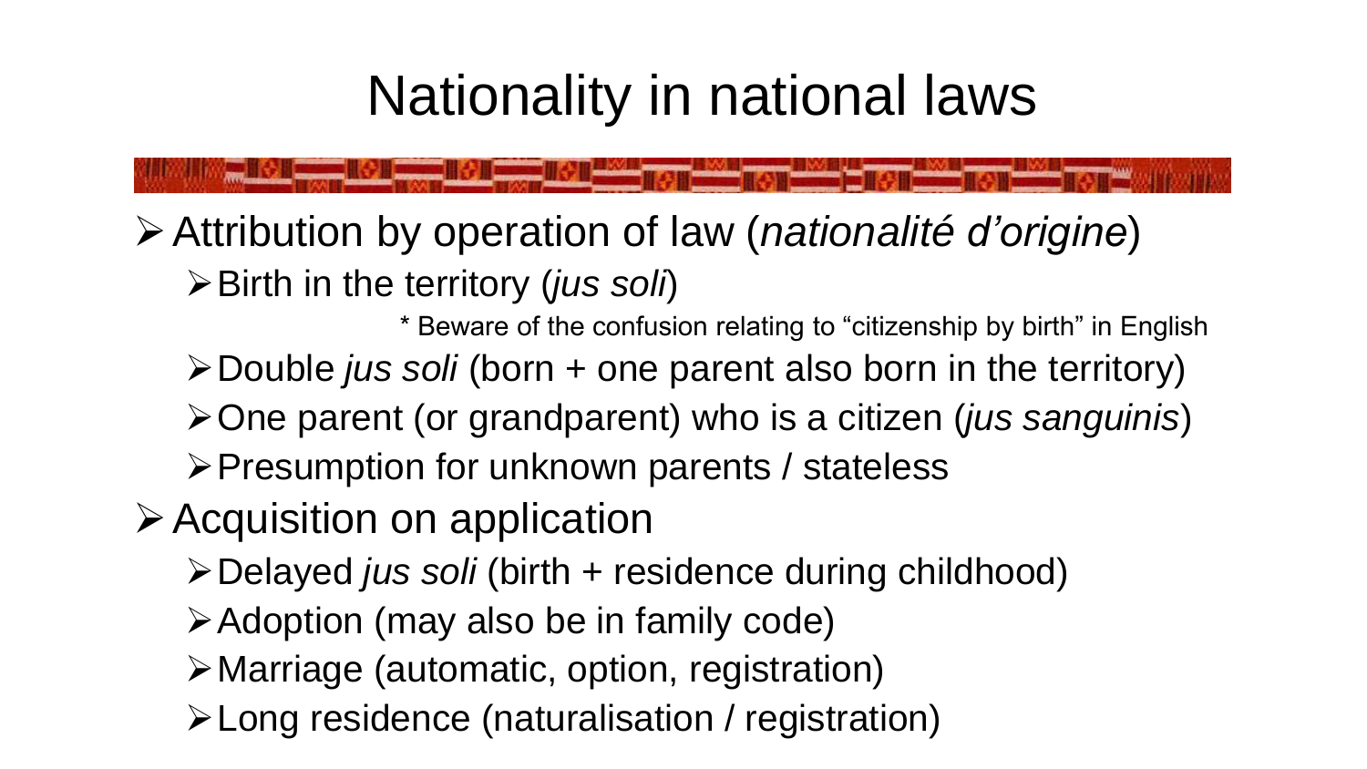# Nationality in national laws

- Attribution by operation of law (*nationalité d'origine*)
  - Birth in the territory (*jus soli*)

    * Beware of the confusion relating to "citizenship by birth" in English
  - Double *jus soli* (born + one parent also born in the territory)
  - One parent (or grandparent) who is a citizen (*jus sanguinis*)
  - Presumption for unknown parents / stateless
- Acquisition on application
  - Delayed *jus soli* (birth + residence during childhood)
  - Adoption (may also be in family code)
  - Marriage (automatic, option, registration)
  - Long residence (naturalisation / registration)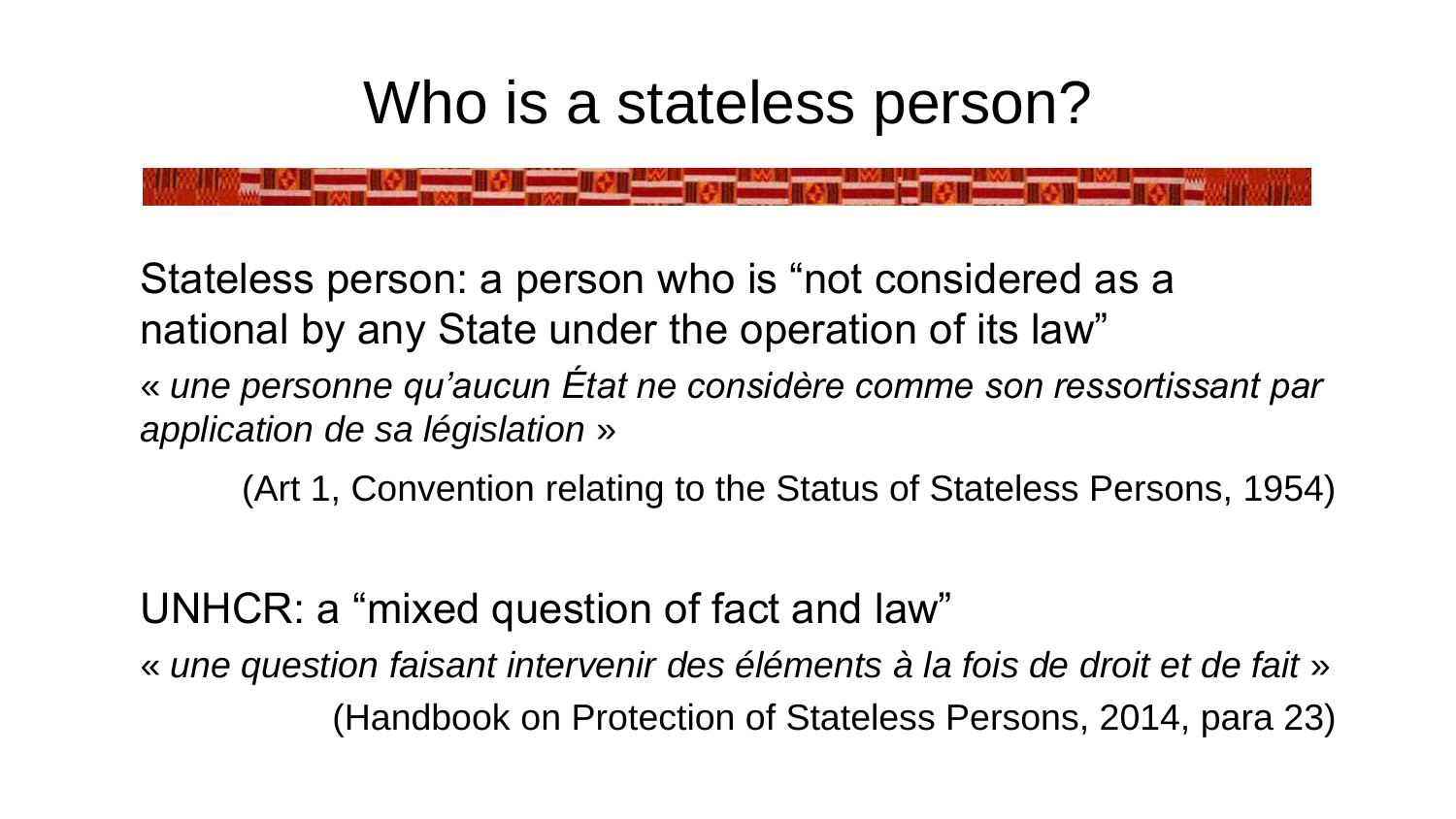# Who is a stateless person?

Stateless person: a person who is "not considered as a national by any State under the operation of its law"

« *une personne qu'aucun État ne considère comme son ressortissant par application de sa législation* »

(Art 1, Convention relating to the Status of Stateless Persons, 1954)

UNHCR: a "mixed question of fact and law"

« *une question faisant intervenir des éléments à la fois de droit et de fait* »

(Handbook on Protection of Stateless Persons, 2014, para 23)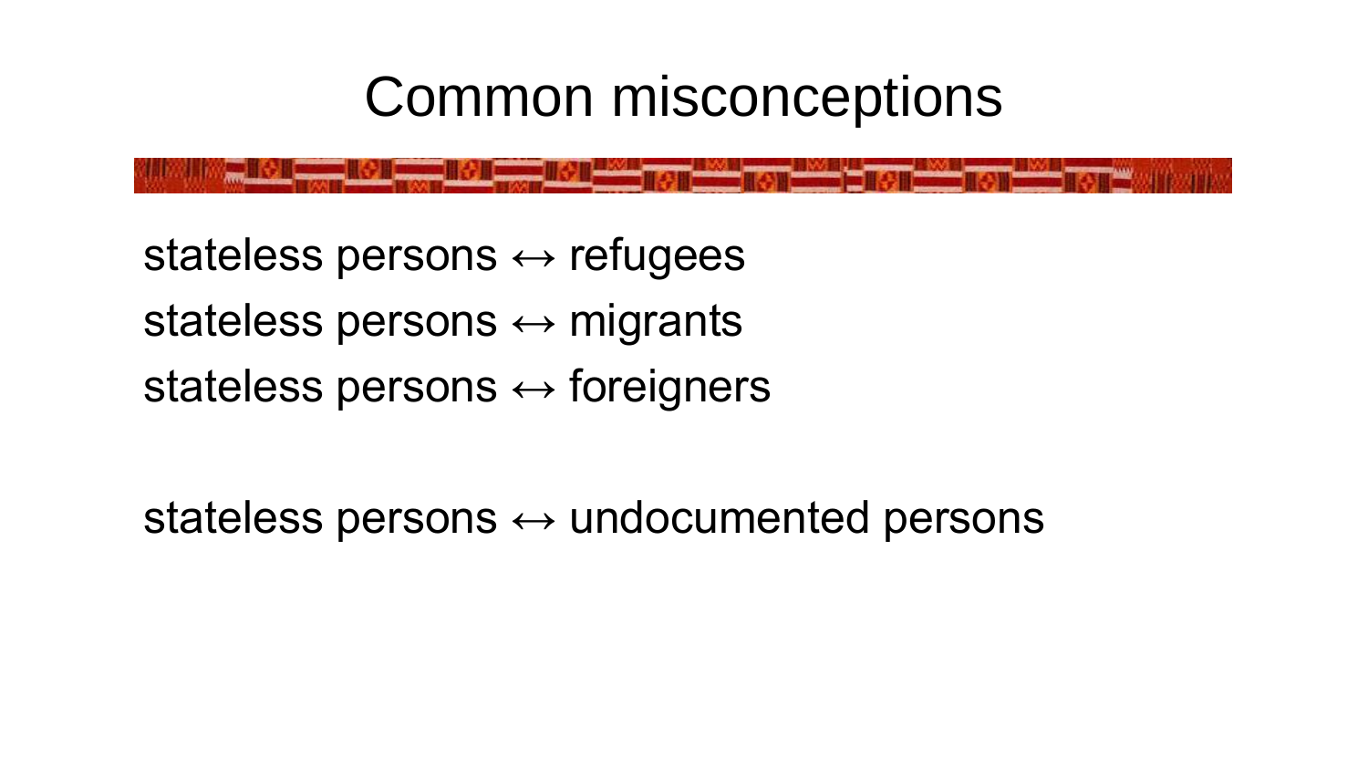# Common misconceptions

stateless persons ↔ refugees

stateless persons ↔ migrants

stateless persons ↔ foreigners

stateless persons ↔ undocumented persons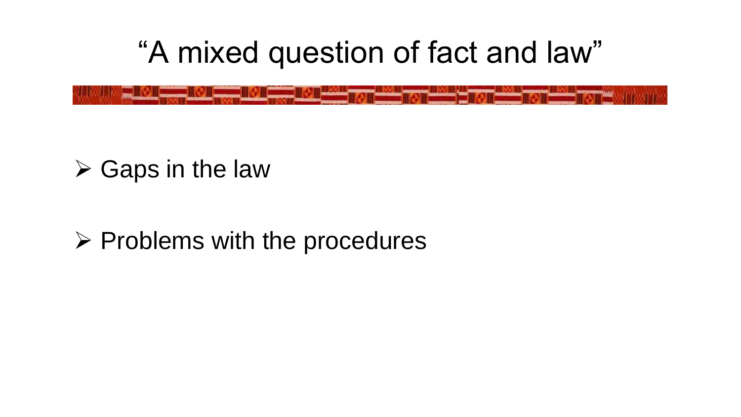# “A mixed question of fact and law”

- Gaps in the law
- Problems with the procedures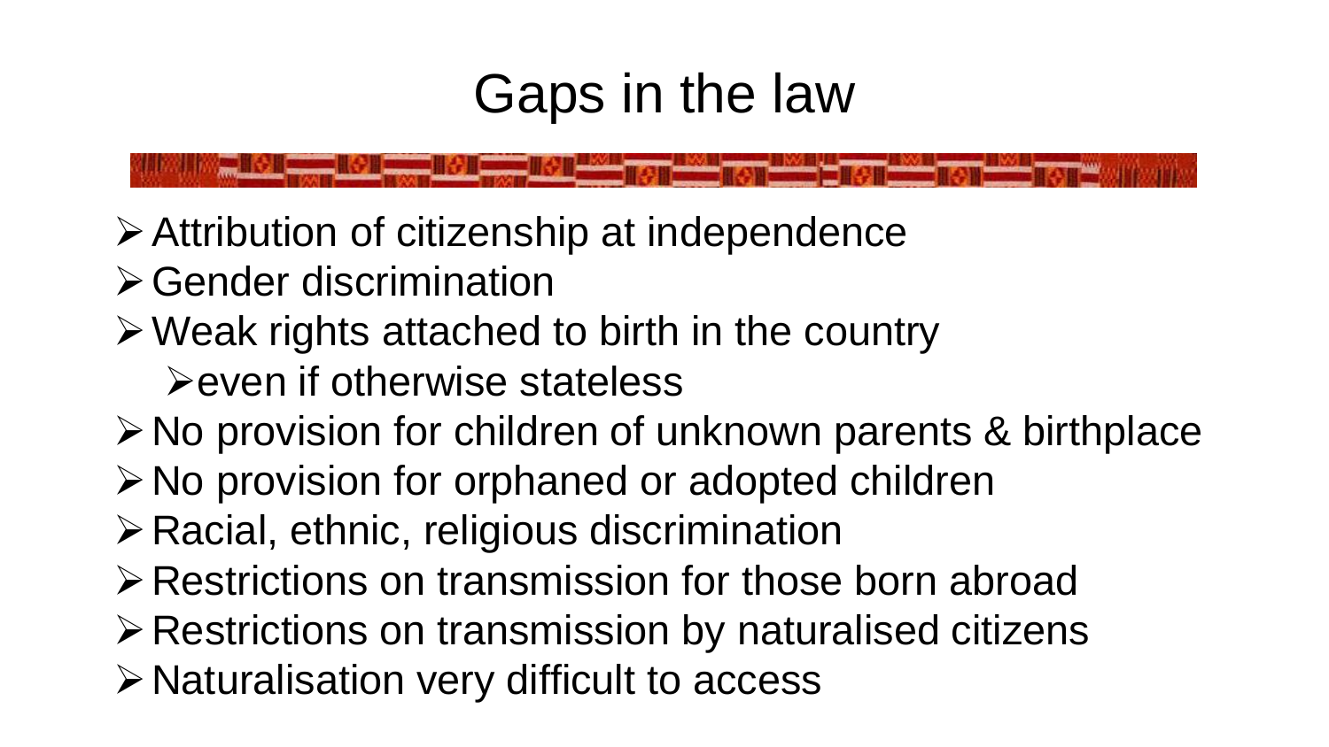# Gaps in the law

- Attribution of citizenship at independence
- Gender discrimination
- Weak rights attached to birth in the country
  - even if otherwise stateless
- No provision for children of unknown parents & birthplace
- No provision for orphaned or adopted children
- Racial, ethnic, religious discrimination
- Restrictions on transmission for those born abroad
- Restrictions on transmission by naturalised citizens
- Naturalisation very difficult to access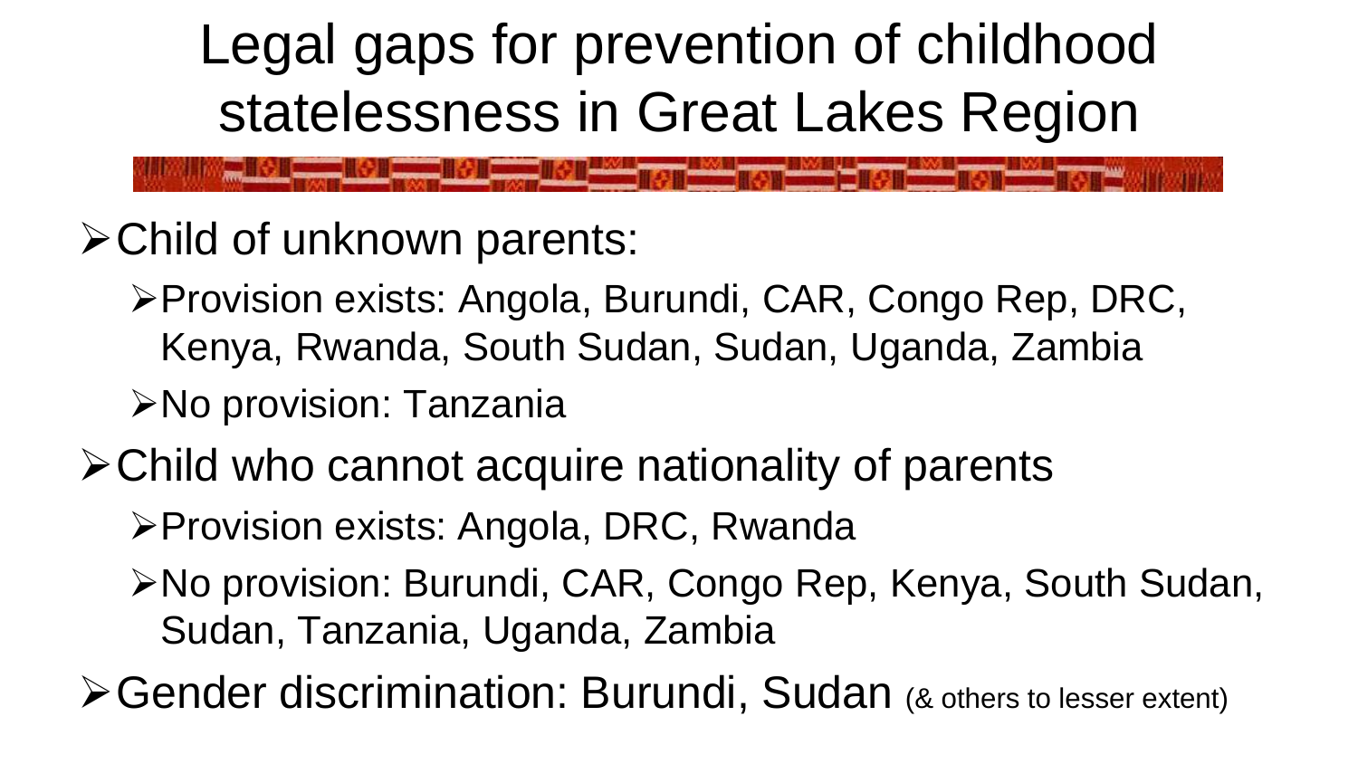# Legal gaps for prevention of childhood statelessness in Great Lakes Region

- Child of unknown parents:
  - Provision exists: Angola, Burundi, CAR, Congo Rep, DRC, Kenya, Rwanda, South Sudan, Sudan, Uganda, Zambia
  - No provision: Tanzania
- Child who cannot acquire nationality of parents
  - Provision exists: Angola, DRC, Rwanda
  - No provision: Burundi, CAR, Congo Rep, Kenya, South Sudan, Sudan, Tanzania, Uganda, Zambia
- Gender discrimination: Burundi, Sudan (& others to lesser extent)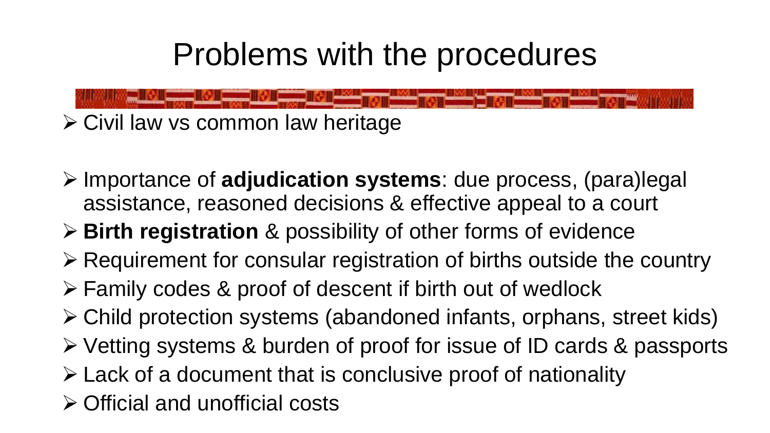# Problems with the procedures

- Civil law vs common law heritage
- Importance of **adjudication systems**: due process, (para)legal assistance, reasoned decisions & effective appeal to a court
- **Birth registration** & possibility of other forms of evidence
- Requirement for consular registration of births outside the country
- Family codes & proof of descent if birth out of wedlock
- Child protection systems (abandoned infants, orphans, street kids)
- Vetting systems & burden of proof for issue of ID cards & passports
- Lack of a document that is conclusive proof of nationality
- Official and unofficial costs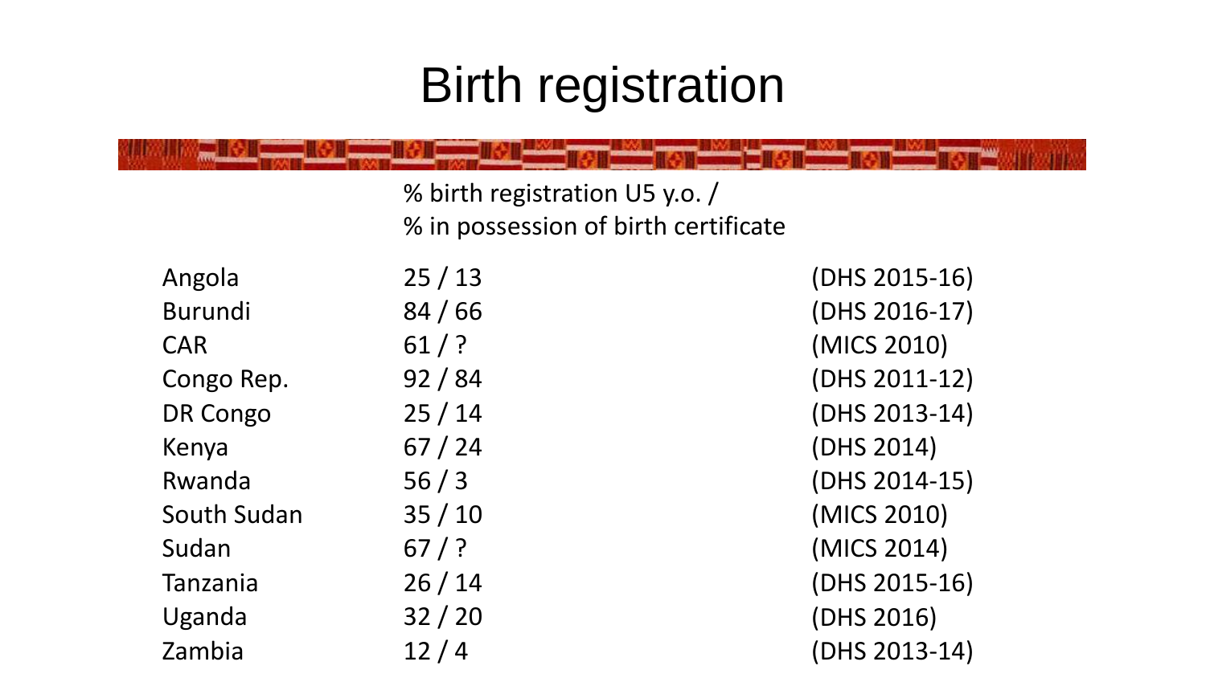# Birth registration

| | % birth registration U5 y.o. / % in possession of birth certificate | |
|---|---|---|
| Angola | 25 / 13 | (DHS 2015-16) |
| Burundi | 84 / 66 | (DHS 2016-17) |
| CAR | 61 / ? | (MICS 2010) |
| Congo Rep. | 92 / 84 | (DHS 2011-12) |
| DR Congo | 25 / 14 | (DHS 2013-14) |
| Kenya | 67 / 24 | (DHS 2014) |
| Rwanda | 56 / 3 | (DHS 2014-15) |
| South Sudan | 35 / 10 | (MICS 2010) |
| Sudan | 67 / ? | (MICS 2014) |
| Tanzania | 26 / 14 | (DHS 2015-16) |
| Uganda | 32 / 20 | (DHS 2016) |
| Zambia | 12 / 4 | (DHS 2013-14) |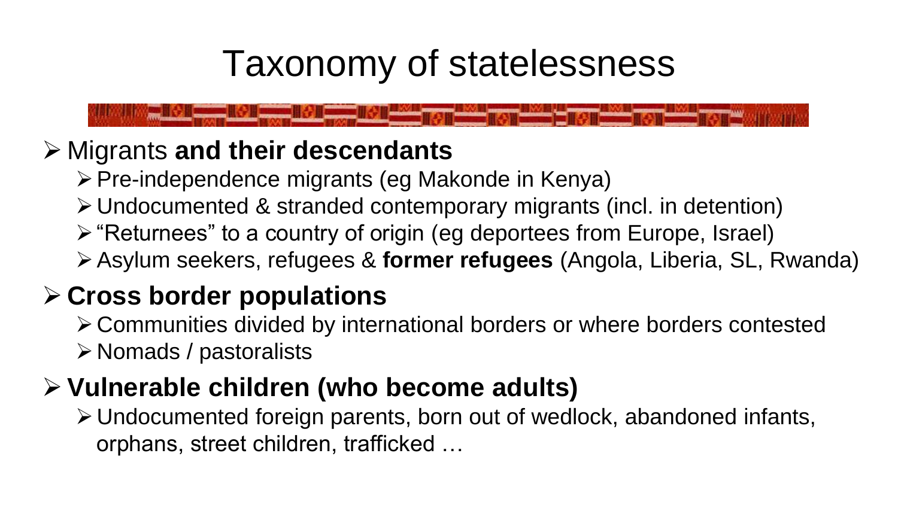# Taxonomy of statelessness

- Migrants **and their descendants**
  - Pre-independence migrants (eg Makonde in Kenya)
  - Undocumented & stranded contemporary migrants (incl. in detention)
  - "Returnees" to a country of origin (eg deportees from Europe, Israel)
  - Asylum seekers, refugees & **former refugees** (Angola, Liberia, SL, Rwanda)
- **Cross border populations**
  - Communities divided by international borders or where borders contested
  - Nomads / pastoralists
- **Vulnerable children (who become adults)**
  - Undocumented foreign parents, born out of wedlock, abandoned infants, orphans, street children, trafficked …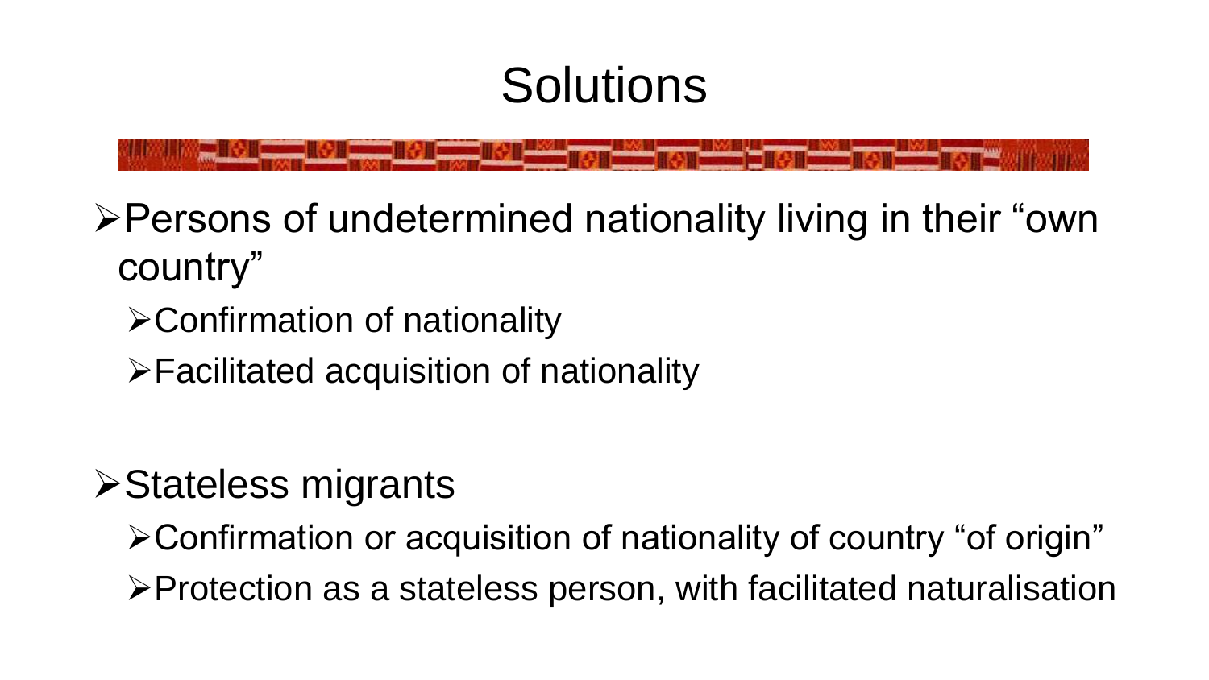# Solutions

- Persons of undetermined nationality living in their "own country"
  - Confirmation of nationality
  - Facilitated acquisition of nationality

- Stateless migrants
  - Confirmation or acquisition of nationality of country "of origin"
  - Protection as a stateless person, with facilitated naturalisation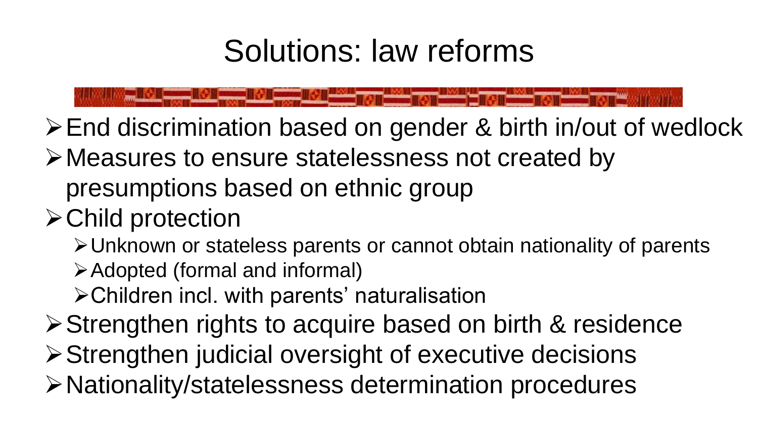# Solutions: law reforms

- End discrimination based on gender & birth in/out of wedlock
- Measures to ensure statelessness not created by presumptions based on ethnic group
- Child protection
  - Unknown or stateless parents or cannot obtain nationality of parents
  - Adopted (formal and informal)
  - Children incl. with parents' naturalisation
- Strengthen rights to acquire based on birth & residence
- Strengthen judicial oversight of executive decisions
- Nationality/statelessness determination procedures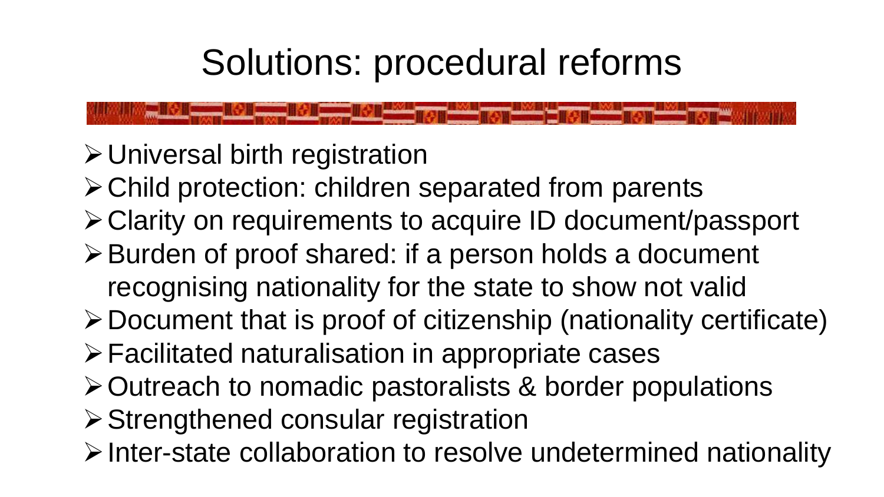# Solutions: procedural reforms

- Universal birth registration
- Child protection: children separated from parents
- Clarity on requirements to acquire ID document/passport
- Burden of proof shared: if a person holds a document recognising nationality for the state to show not valid
- Document that is proof of citizenship (nationality certificate)
- Facilitated naturalisation in appropriate cases
- Outreach to nomadic pastoralists & border populations
- Strengthened consular registration
- Inter-state collaboration to resolve undetermined nationality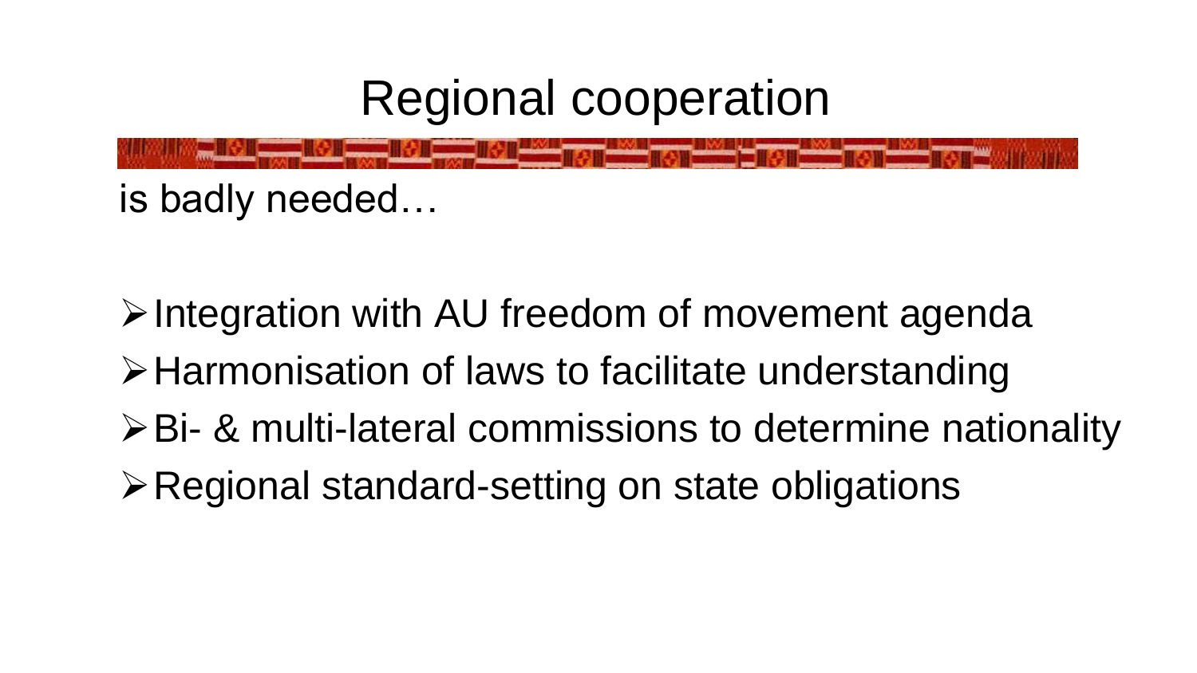# Regional cooperation

is badly needed…

- Integration with AU freedom of movement agenda
- Harmonisation of laws to facilitate understanding
- Bi- & multi-lateral commissions to determine nationality
- Regional standard-setting on state obligations